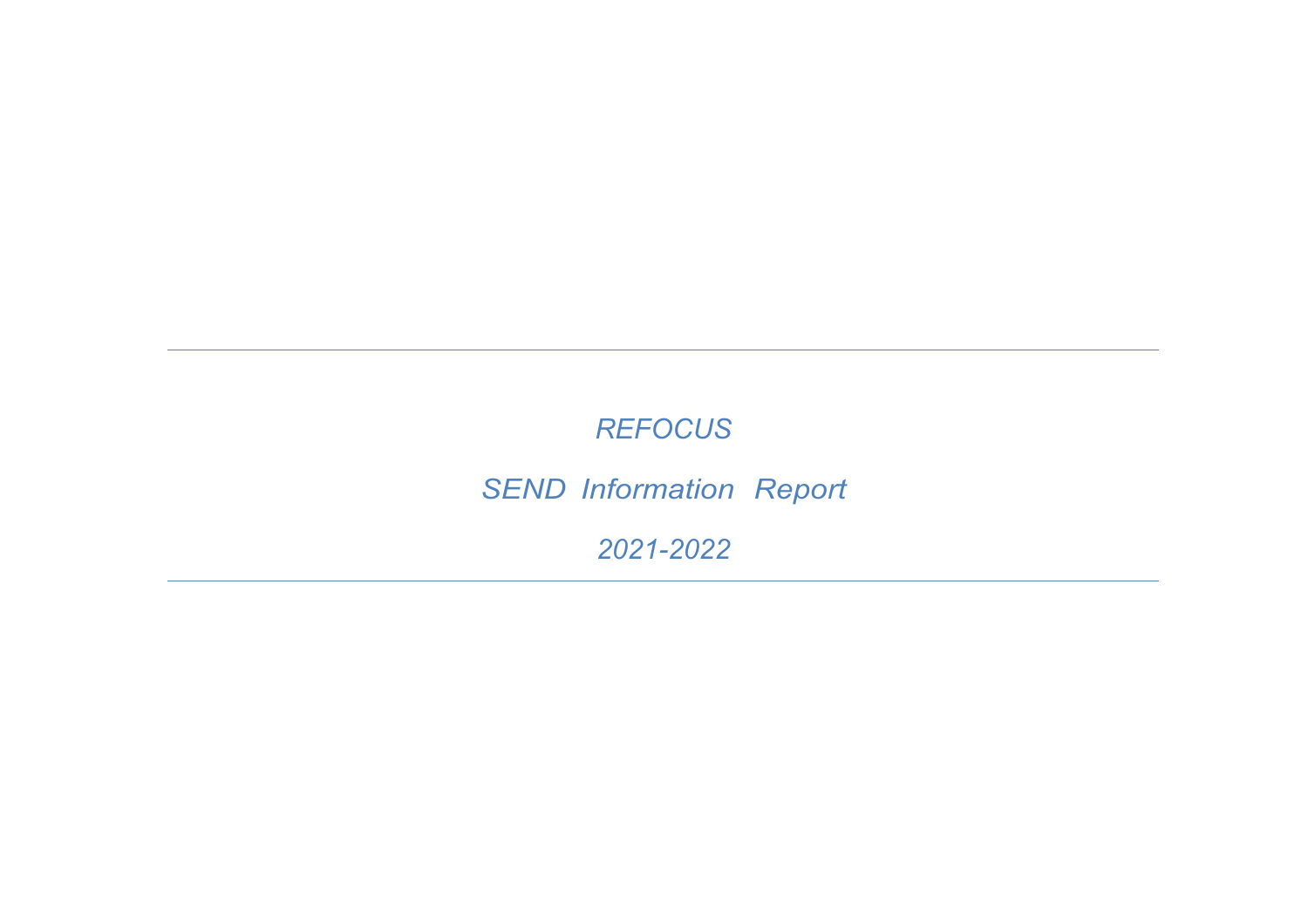*REFOCUS*

*SEND Information Report*

*2021-2022*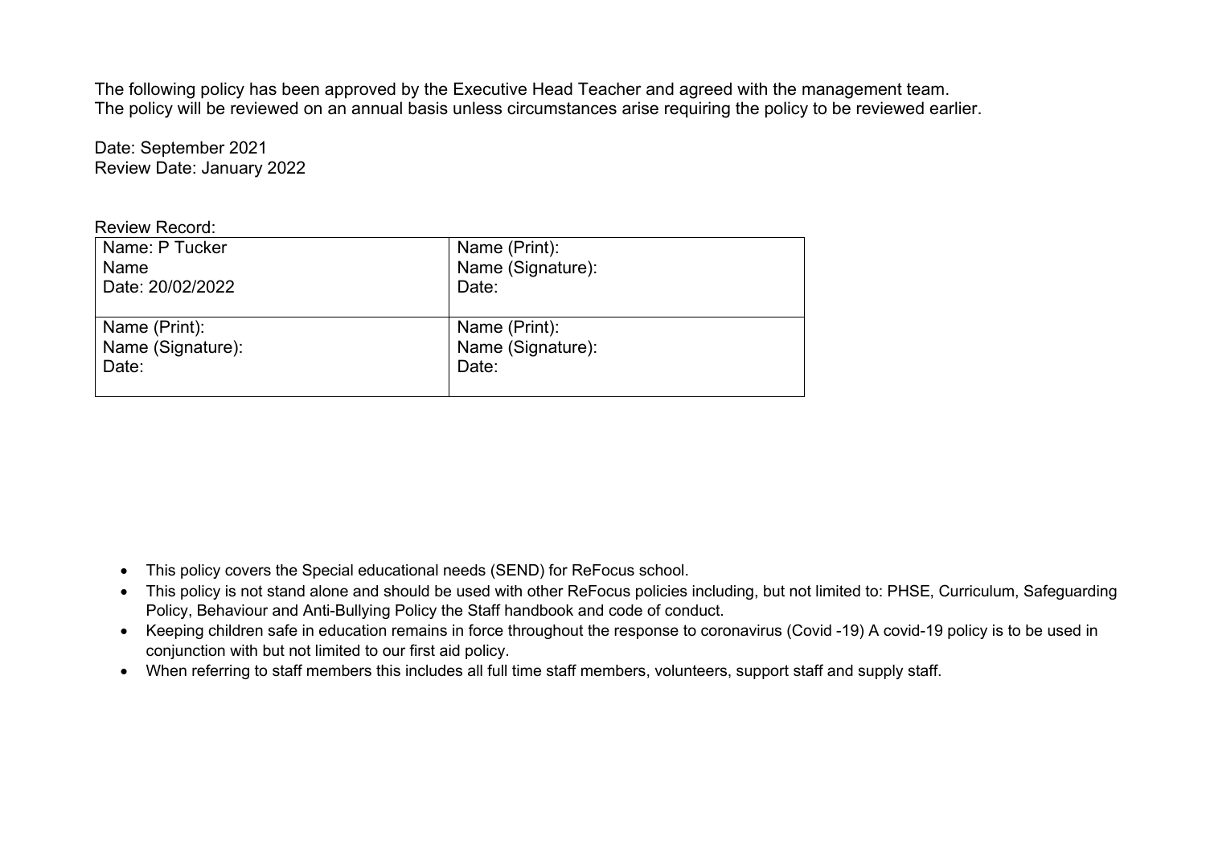The following policy has been approved by the Executive Head Teacher and agreed with the management team.
The policy will be reviewed on an annual basis unless circumstances arise requiring the policy to be reviewed earlier.

Date: September 2021
Review Date: January 2022

Review Record:

| | |
|---|---|
| Name: P Tucker<br>Name<br>Date: 20/02/2022 | Name (Print):<br>Name (Signature):<br>Date: |
| Name (Print):<br>Name (Signature):<br>Date: | Name (Print):<br>Name (Signature):<br>Date: |

- This policy covers the Special educational needs (SEND) for ReFocus school.
- This policy is not stand alone and should be used with other ReFocus policies including, but not limited to: PHSE, Curriculum, Safeguarding Policy, Behaviour and Anti-Bullying Policy the Staff handbook and code of conduct.
- Keeping children safe in education remains in force throughout the response to coronavirus (Covid -19) A covid-19 policy is to be used in conjunction with but not limited to our first aid policy.
- When referring to staff members this includes all full time staff members, volunteers, support staff and supply staff.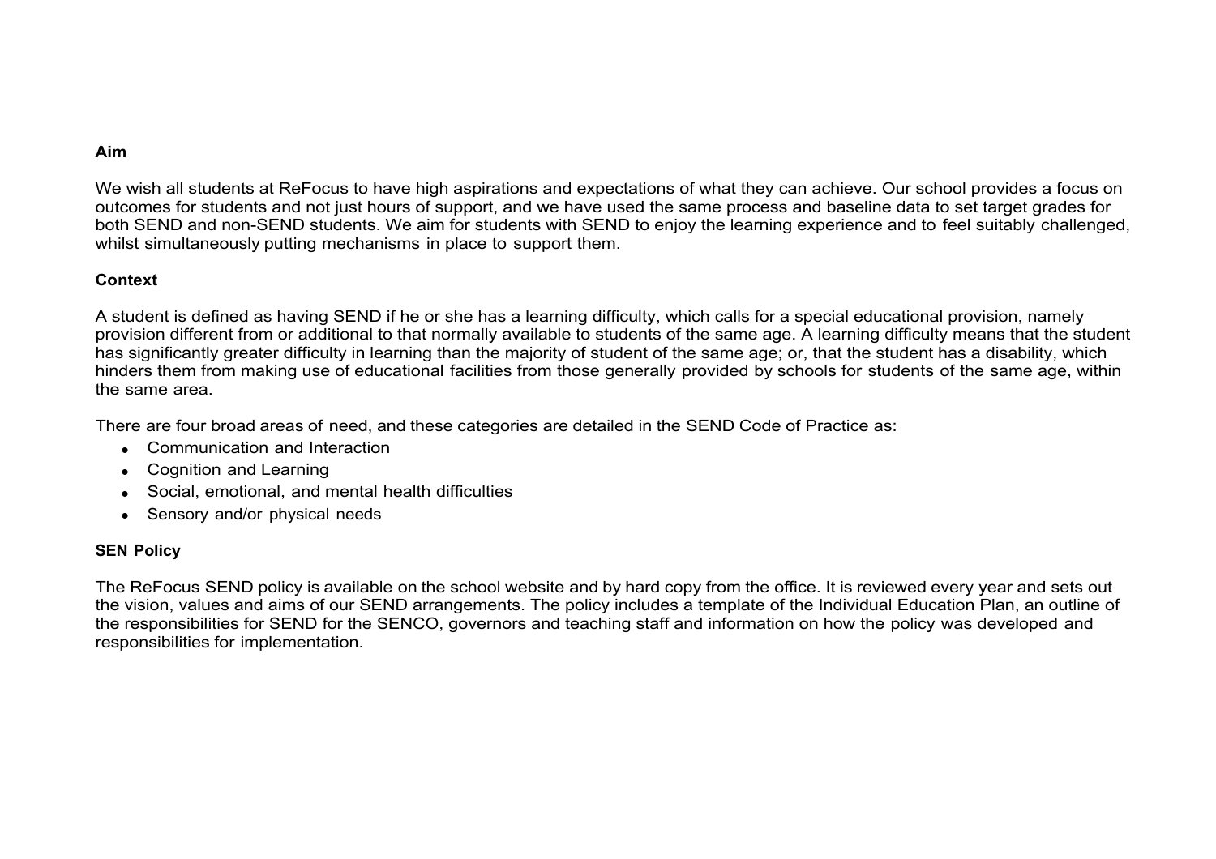## Aim

We wish all students at ReFocus to have high aspirations and expectations of what they can achieve. Our school provides a focus on outcomes for students and not just hours of support, and we have used the same process and baseline data to set target grades for both SEND and non-SEND students. We aim for students with SEND to enjoy the learning experience and to feel suitably challenged, whilst simultaneously putting mechanisms in place to support them.

## Context

A student is defined as having SEND if he or she has a learning difficulty, which calls for a special educational provision, namely provision different from or additional to that normally available to students of the same age. A learning difficulty means that the student has significantly greater difficulty in learning than the majority of student of the same age; or, that the student has a disability, which hinders them from making use of educational facilities from those generally provided by schools for students of the same age, within the same area.

There are four broad areas of need, and these categories are detailed in the SEND Code of Practice as:

- Communication and Interaction
- Cognition and Learning
- Social, emotional, and mental health difficulties
- Sensory and/or physical needs

## SEN Policy

The ReFocus SEND policy is available on the school website and by hard copy from the office. It is reviewed every year and sets out the vision, values and aims of our SEND arrangements. The policy includes a template of the Individual Education Plan, an outline of the responsibilities for SEND for the SENCO, governors and teaching staff and information on how the policy was developed and responsibilities for implementation.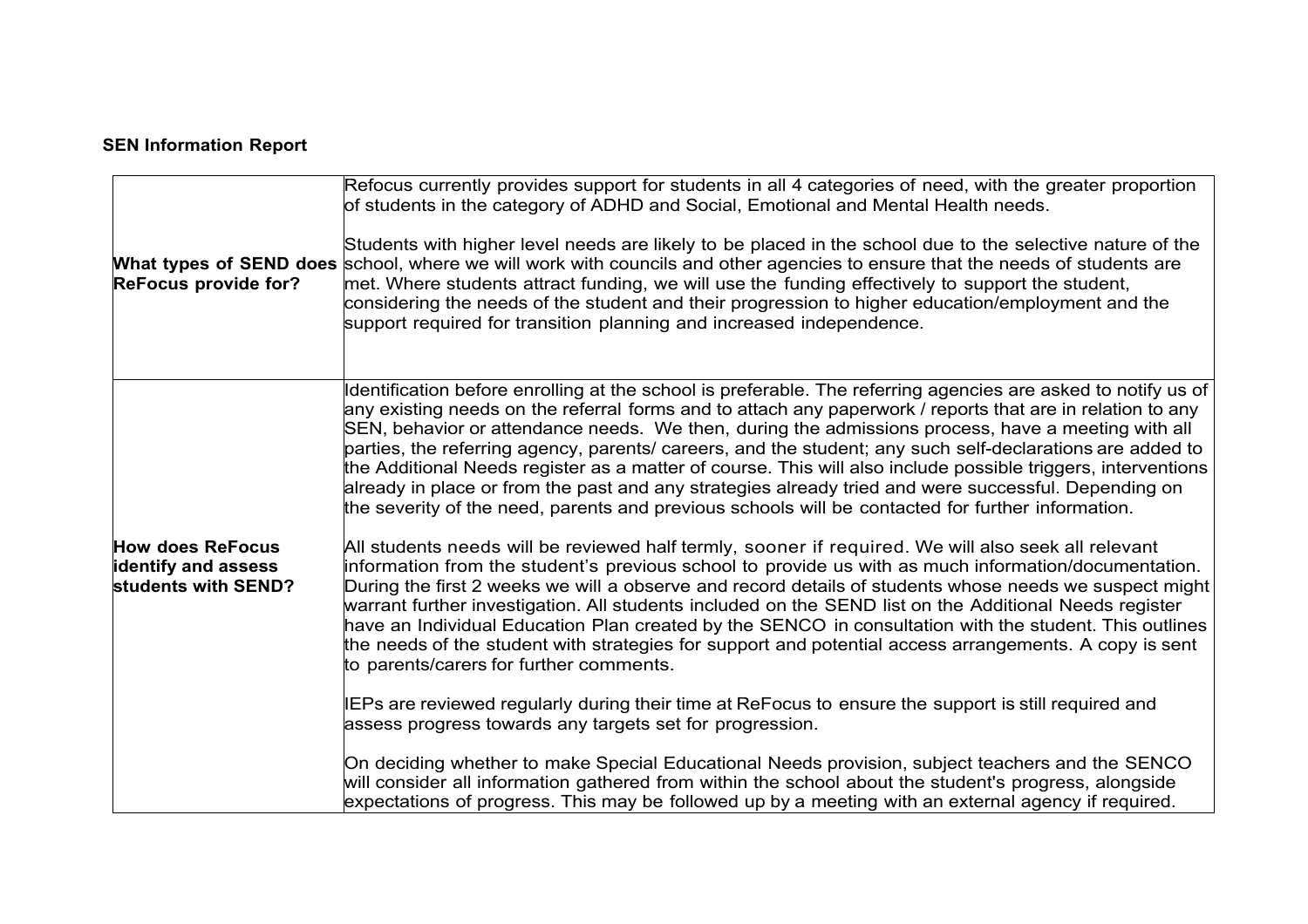**SEN Information Report**

| | |
|---|---|
| **What types of SEND does ReFocus provide for?** | Refocus currently provides support for students in all 4 categories of need, with the greater proportion of students in the category of ADHD and Social, Emotional and Mental Health needs.<br><br>Students with higher level needs are likely to be placed in the school due to the selective nature of the school, where we will work with councils and other agencies to ensure that the needs of students are met. Where students attract funding, we will use the funding effectively to support the student, considering the needs of the student and their progression to higher education/employment and the support required for transition planning and increased independence. |
| **How does ReFocus identify and assess students with SEND?** | Identification before enrolling at the school is preferable. The referring agencies are asked to notify us of any existing needs on the referral forms and to attach any paperwork / reports that are in relation to any SEN, behavior or attendance needs. We then, during the admissions process, have a meeting with all parties, the referring agency, parents/ careers, and the student; any such self-declarations are added to the Additional Needs register as a matter of course. This will also include possible triggers, interventions already in place or from the past and any strategies already tried and were successful. Depending on the severity of the need, parents and previous schools will be contacted for further information.<br><br>All students needs will be reviewed half termly, sooner if required. We will also seek all relevant information from the student's previous school to provide us with as much information/documentation. During the first 2 weeks we will a observe and record details of students whose needs we suspect might warrant further investigation. All students included on the SEND list on the Additional Needs register have an Individual Education Plan created by the SENCO in consultation with the student. This outlines the needs of the student with strategies for support and potential access arrangements. A copy is sent to parents/carers for further comments.<br><br>IEPs are reviewed regularly during their time at ReFocus to ensure the support is still required and assess progress towards any targets set for progression.<br><br>On deciding whether to make Special Educational Needs provision, subject teachers and the SENCO will consider all information gathered from within the school about the student's progress, alongside expectations of progress. This may be followed up by a meeting with an external agency if required. |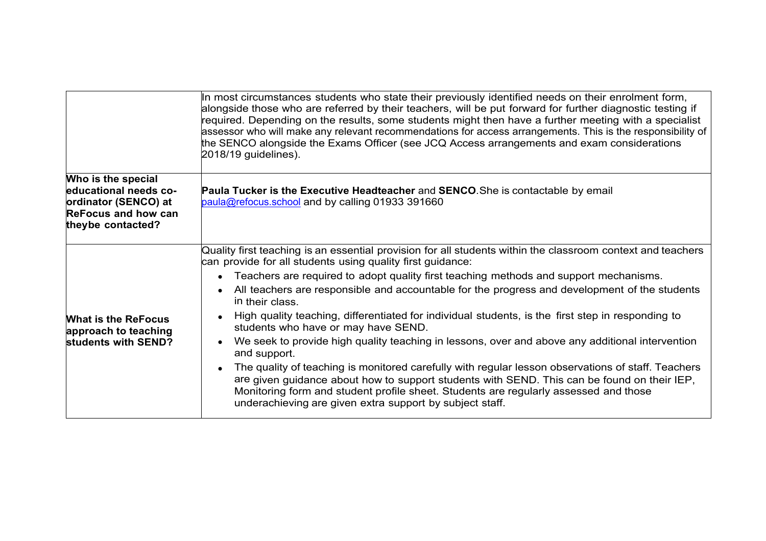| | |
|---|---|
| | In most circumstances students who state their previously identified needs on their enrolment form, alongside those who are referred by their teachers, will be put forward for further diagnostic testing if required. Depending on the results, some students might then have a further meeting with a specialist assessor who will make any relevant recommendations for access arrangements. This is the responsibility of the SENCO alongside the Exams Officer (see JCQ Access arrangements and exam considerations 2018/19 guidelines). |
| **Who is the special educational needs co-ordinator (SENCO) at ReFocus and how can theybe contacted?** | **Paula Tucker is the Executive Headteacher** and **SENCO**.She is contactable by email paula@refocus.school and by calling 01933 391660 |
| **What is the ReFocus approach to teaching students with SEND?** | Quality first teaching is an essential provision for all students within the classroom context and teachers can provide for all students using quality first guidance:<br>• Teachers are required to adopt quality first teaching methods and support mechanisms.<br>• All teachers are responsible and accountable for the progress and development of the students in their class.<br>• High quality teaching, differentiated for individual students, is the first step in responding to students who have or may have SEND.<br>• We seek to provide high quality teaching in lessons, over and above any additional intervention and support.<br>• The quality of teaching is monitored carefully with regular lesson observations of staff. Teachers are given guidance about how to support students with SEND. This can be found on their IEP, Monitoring form and student profile sheet. Students are regularly assessed and those underachieving are given extra support by subject staff. |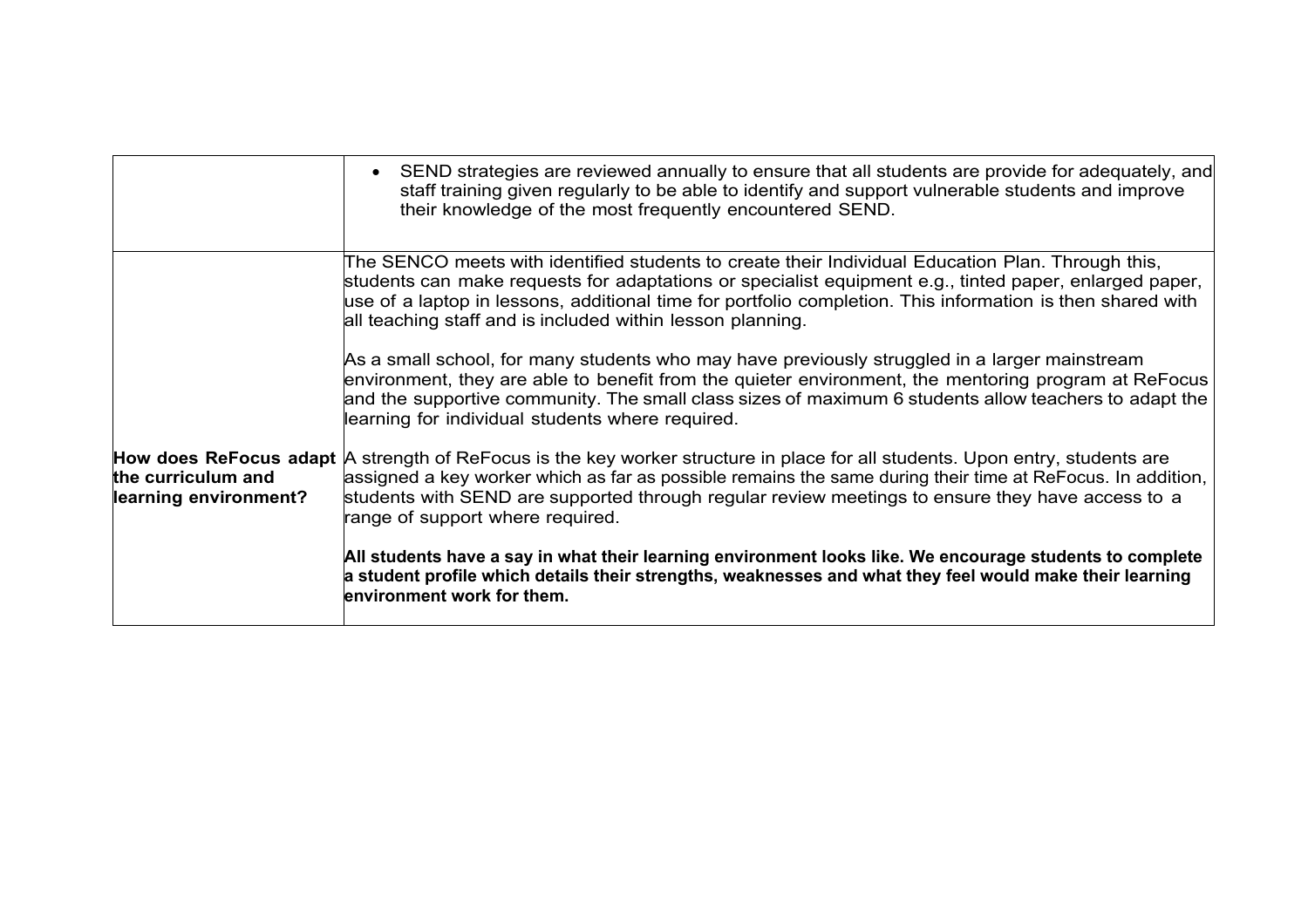| | |
|---|---|
| | • SEND strategies are reviewed annually to ensure that all students are provide for adequately, and staff training given regularly to be able to identify and support vulnerable students and improve their knowledge of the most frequently encountered SEND. |
| **How does ReFocus adapt the curriculum and learning environment?** | The SENCO meets with identified students to create their Individual Education Plan. Through this, students can make requests for adaptations or specialist equipment e.g., tinted paper, enlarged paper, use of a laptop in lessons, additional time for portfolio completion. This information is then shared with all teaching staff and is included within lesson planning.<br><br>As a small school, for many students who may have previously struggled in a larger mainstream environment, they are able to benefit from the quieter environment, the mentoring program at ReFocus and the supportive community. The small class sizes of maximum 6 students allow teachers to adapt the learning for individual students where required.<br><br>A strength of ReFocus is the key worker structure in place for all students. Upon entry, students are assigned a key worker which as far as possible remains the same during their time at ReFocus. In addition, students with SEND are supported through regular review meetings to ensure they have access to a range of support where required.<br><br>**All students have a say in what their learning environment looks like. We encourage students to complete a student profile which details their strengths, weaknesses and what they feel would make their learning environment work for them.** |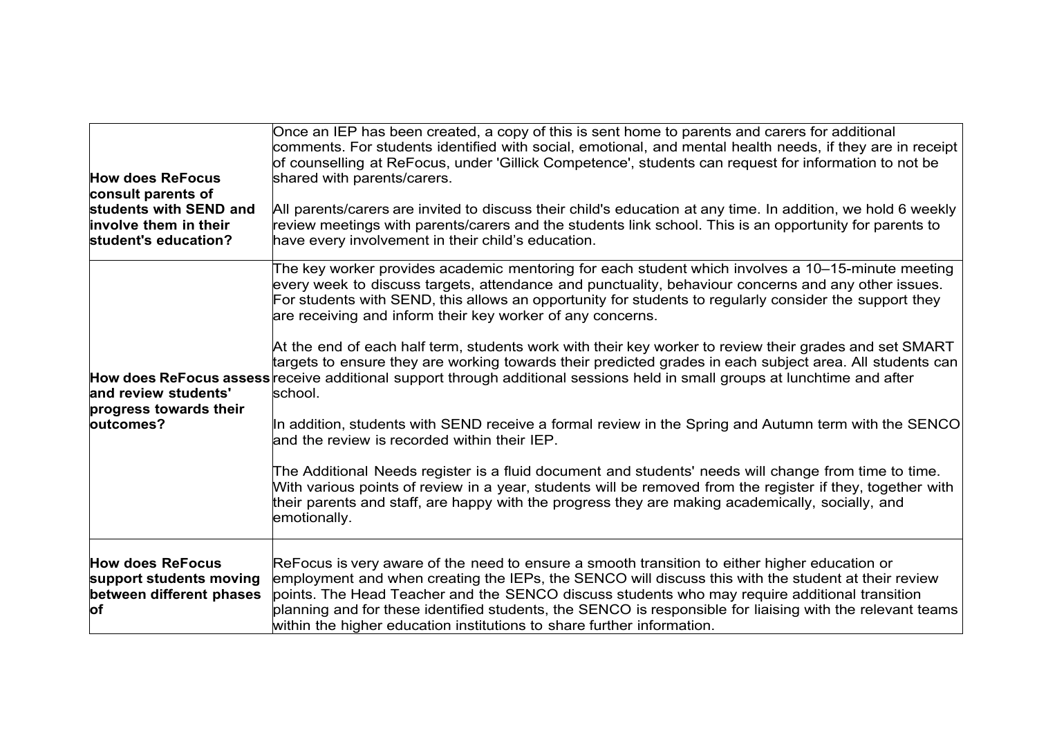| | |
|---|---|
| **How does ReFocus consult parents of students with SEND and involve them in their student's education?** | Once an IEP has been created, a copy of this is sent home to parents and carers for additional comments. For students identified with social, emotional, and mental health needs, if they are in receipt of counselling at ReFocus, under 'Gillick Competence', students can request for information to not be shared with parents/carers.<br><br>All parents/carers are invited to discuss their child's education at any time. In addition, we hold 6 weekly review meetings with parents/carers and the students link school. This is an opportunity for parents to have every involvement in their child's education. |
| **How does ReFocus assess and review students' progress towards their outcomes?** | The key worker provides academic mentoring for each student which involves a 10–15-minute meeting every week to discuss targets, attendance and punctuality, behaviour concerns and any other issues. For students with SEND, this allows an opportunity for students to regularly consider the support they are receiving and inform their key worker of any concerns.<br><br>At the end of each half term, students work with their key worker to review their grades and set SMART targets to ensure they are working towards their predicted grades in each subject area. All students can receive additional support through additional sessions held in small groups at lunchtime and after school.<br><br>In addition, students with SEND receive a formal review in the Spring and Autumn term with the SENCO and the review is recorded within their IEP.<br><br>The Additional Needs register is a fluid document and students' needs will change from time to time. With various points of review in a year, students will be removed from the register if they, together with their parents and staff, are happy with the progress they are making academically, socially, and emotionally. |
| **How does ReFocus support students moving between different phases of** | ReFocus is very aware of the need to ensure a smooth transition to either higher education or employment and when creating the IEPs, the SENCO will discuss this with the student at their review points. The Head Teacher and the SENCO discuss students who may require additional transition planning and for these identified students, the SENCO is responsible for liaising with the relevant teams within the higher education institutions to share further information. |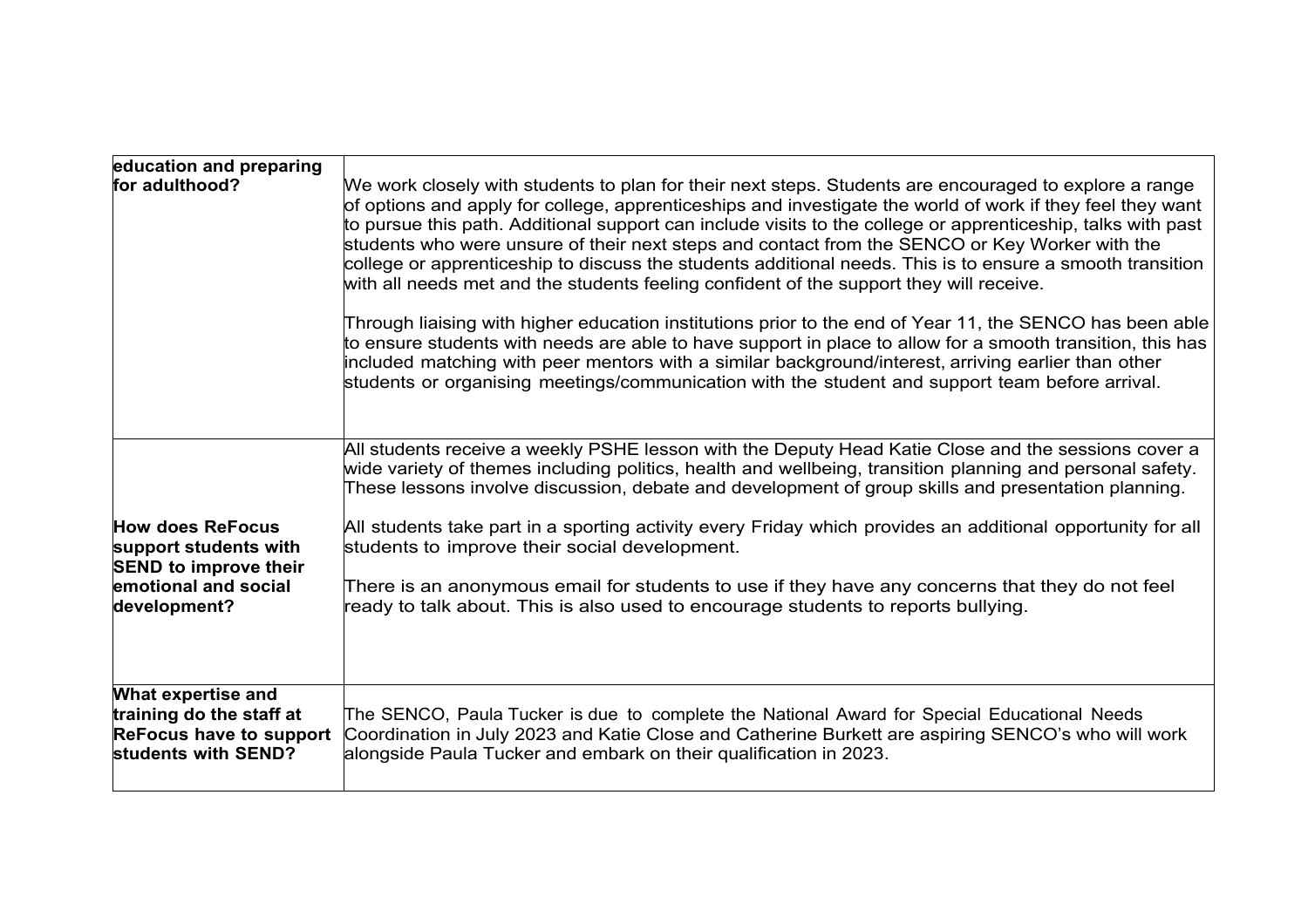| | |
|---|---|
| **education and preparing for adulthood?** | We work closely with students to plan for their next steps. Students are encouraged to explore a range of options and apply for college, apprenticeships and investigate the world of work if they feel they want to pursue this path. Additional support can include visits to the college or apprenticeship, talks with past students who were unsure of their next steps and contact from the SENCO or Key Worker with the college or apprenticeship to discuss the students additional needs. This is to ensure a smooth transition with all needs met and the students feeling confident of the support they will receive.<br><br>Through liaising with higher education institutions prior to the end of Year 11, the SENCO has been able to ensure students with needs are able to have support in place to allow for a smooth transition, this has included matching with peer mentors with a similar background/interest, arriving earlier than other students or organising meetings/communication with the student and support team before arrival. |
| **How does ReFocus support students with SEND to improve their emotional and social development?** | All students receive a weekly PSHE lesson with the Deputy Head Katie Close and the sessions cover a wide variety of themes including politics, health and wellbeing, transition planning and personal safety. These lessons involve discussion, debate and development of group skills and presentation planning.<br><br>All students take part in a sporting activity every Friday which provides an additional opportunity for all students to improve their social development.<br><br>There is an anonymous email for students to use if they have any concerns that they do not feel ready to talk about. This is also used to encourage students to reports bullying. |
| **What expertise and training do the staff at ReFocus have to support students with SEND?** | The SENCO, Paula Tucker is due to complete the National Award for Special Educational Needs Coordination in July 2023 and Katie Close and Catherine Burkett are aspiring SENCO's who will work alongside Paula Tucker and embark on their qualification in 2023. |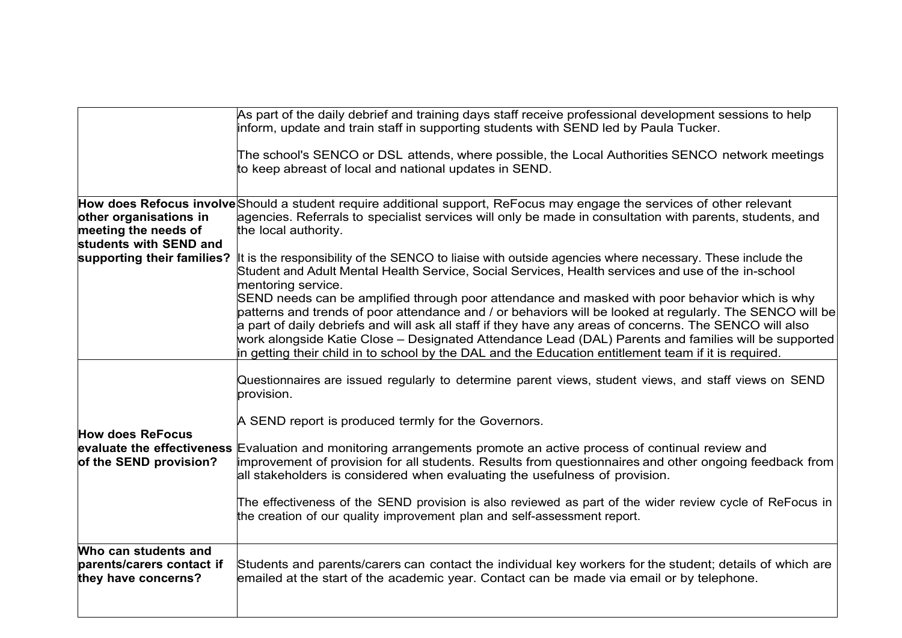| | |
|---|---|
| | As part of the daily debrief and training days staff receive professional development sessions to help inform, update and train staff in supporting students with SEND led by Paula Tucker.<br><br>The school's SENCO or DSL attends, where possible, the Local Authorities SENCO network meetings to keep abreast of local and national updates in SEND. |
| **How does Refocus involve other organisations in meeting the needs of students with SEND and supporting their families?** | Should a student require additional support, ReFocus may engage the services of other relevant agencies. Referrals to specialist services will only be made in consultation with parents, students, and the local authority.<br><br>It is the responsibility of the SENCO to liaise with outside agencies where necessary. These include the Student and Adult Mental Health Service, Social Services, Health services and use of the in-school mentoring service.<br>SEND needs can be amplified through poor attendance and masked with poor behavior which is why patterns and trends of poor attendance and / or behaviors will be looked at regularly. The SENCO will be a part of daily debriefs and will ask all staff if they have any areas of concerns. The SENCO will also work alongside Katie Close – Designated Attendance Lead (DAL) Parents and families will be supported in getting their child in to school by the DAL and the Education entitlement team if it is required. |
| **How does ReFocus evaluate the effectiveness of the SEND provision?** | Questionnaires are issued regularly to determine parent views, student views, and staff views on SEND provision.<br><br>A SEND report is produced termly for the Governors.<br><br>Evaluation and monitoring arrangements promote an active process of continual review and improvement of provision for all students. Results from questionnaires and other ongoing feedback from all stakeholders is considered when evaluating the usefulness of provision.<br><br>The effectiveness of the SEND provision is also reviewed as part of the wider review cycle of ReFocus in the creation of our quality improvement plan and self-assessment report. |
| **Who can students and parents/carers contact if they have concerns?** | Students and parents/carers can contact the individual key workers for the student; details of which are emailed at the start of the academic year. Contact can be made via email or by telephone. |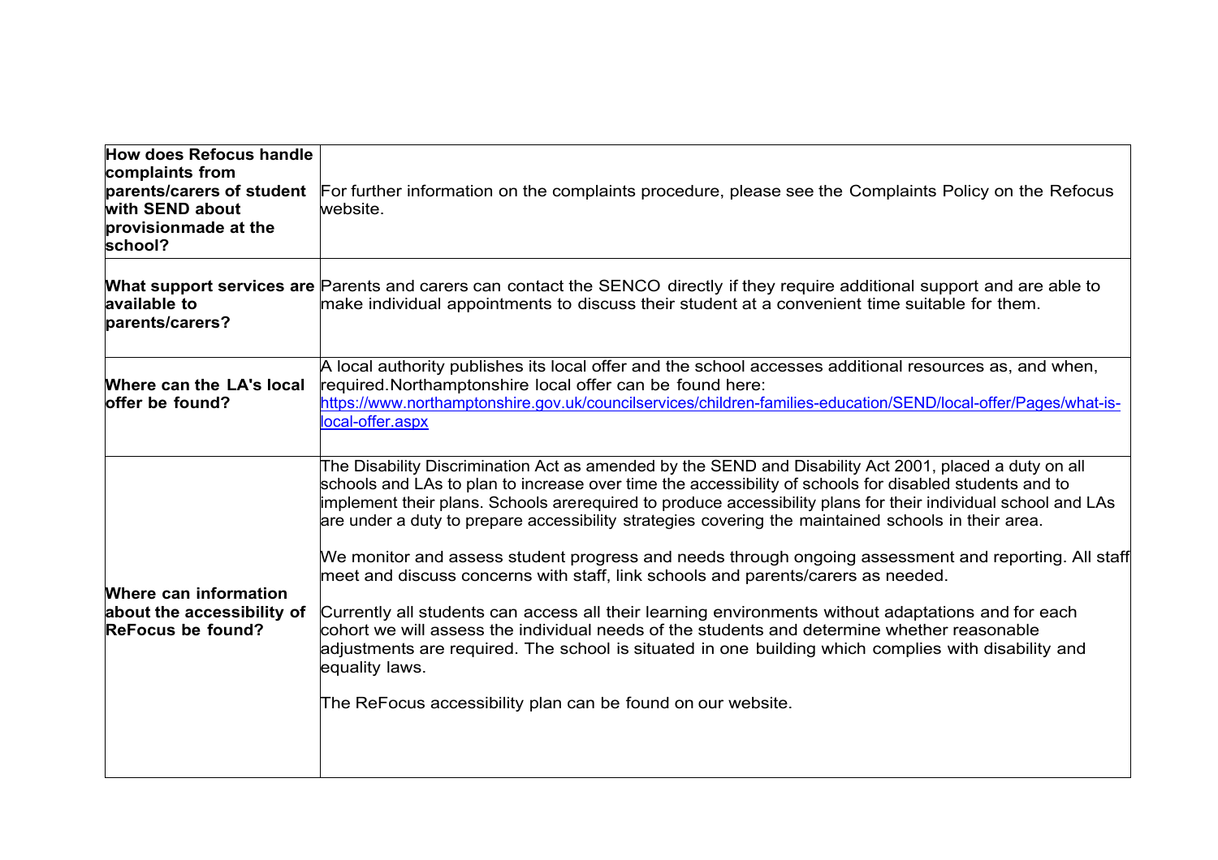| | |
|---|---|
| **How does Refocus handle complaints from parents/carers of student with SEND about provisionmade at the school?** | For further information on the complaints procedure, please see the Complaints Policy on the Refocus website. |
| **What support services are available to parents/carers?** | Parents and carers can contact the SENCO directly if they require additional support and are able to make individual appointments to discuss their student at a convenient time suitable for them. |
| **Where can the LA's local offer be found?** | A local authority publishes its local offer and the school accesses additional resources as, and when, required.Northamptonshire local offer can be found here: [https://www.northamptonshire.gov.uk/councilservices/children-families-education/SEND/local-offer/Pages/what-is-local-offer.aspx](https://www.northamptonshire.gov.uk/councilservices/children-families-education/SEND/local-offer/Pages/what-is-local-offer.aspx) |
| **Where can information about the accessibility of ReFocus be found?** | The Disability Discrimination Act as amended by the SEND and Disability Act 2001, placed a duty on all schools and LAs to plan to increase over time the accessibility of schools for disabled students and to implement their plans. Schools arerequired to produce accessibility plans for their individual school and LAs are under a duty to prepare accessibility strategies covering the maintained schools in their area.<br><br>We monitor and assess student progress and needs through ongoing assessment and reporting. All staff meet and discuss concerns with staff, link schools and parents/carers as needed.<br><br>Currently all students can access all their learning environments without adaptations and for each cohort we will assess the individual needs of the students and determine whether reasonable adjustments are required. The school is situated in one building which complies with disability and equality laws.<br><br>The ReFocus accessibility plan can be found on our website. |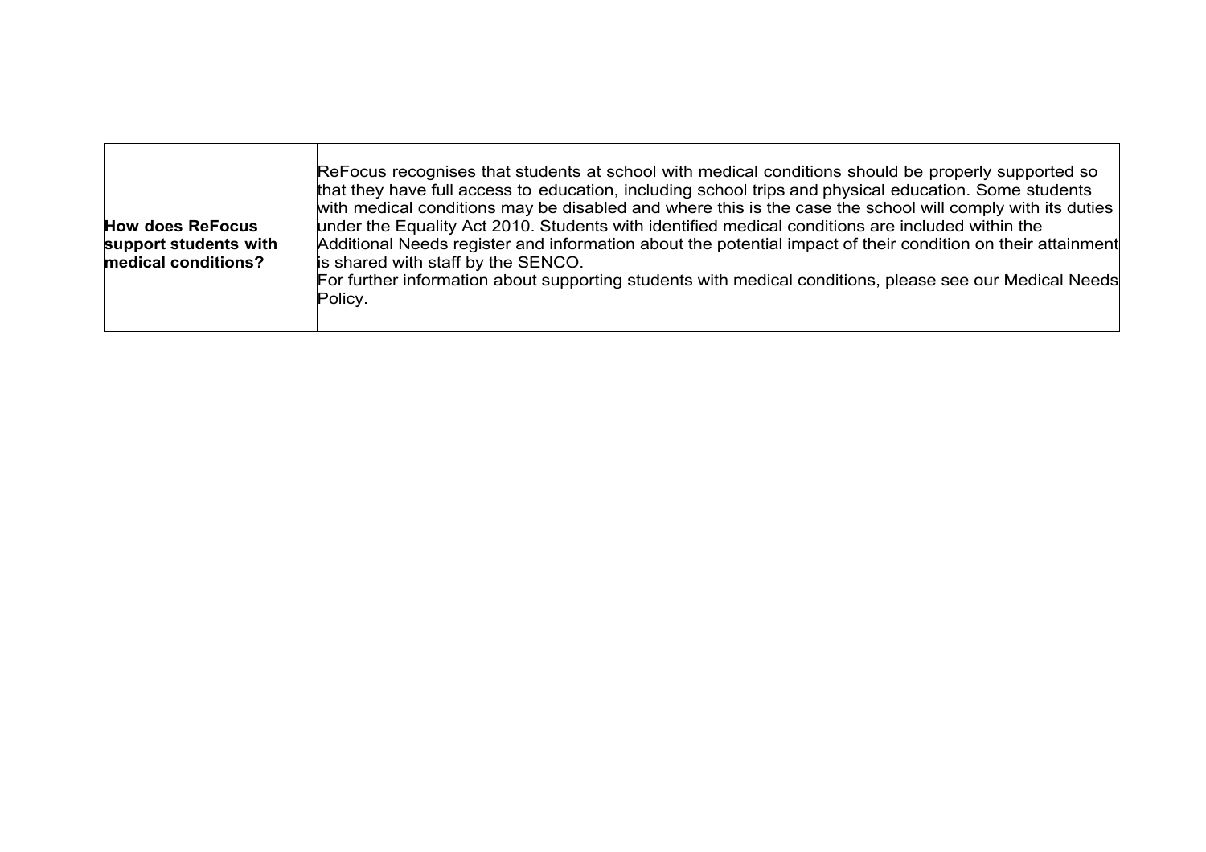| | |
|---|---|
| **How does ReFocus support students with medical conditions?** | ReFocus recognises that students at school with medical conditions should be properly supported so that they have full access to education, including school trips and physical education. Some students with medical conditions may be disabled and where this is the case the school will comply with its duties under the Equality Act 2010. Students with identified medical conditions are included within the Additional Needs register and information about the potential impact of their condition on their attainment is shared with staff by the SENCO.<br>For further information about supporting students with medical conditions, please see our Medical Needs Policy. |